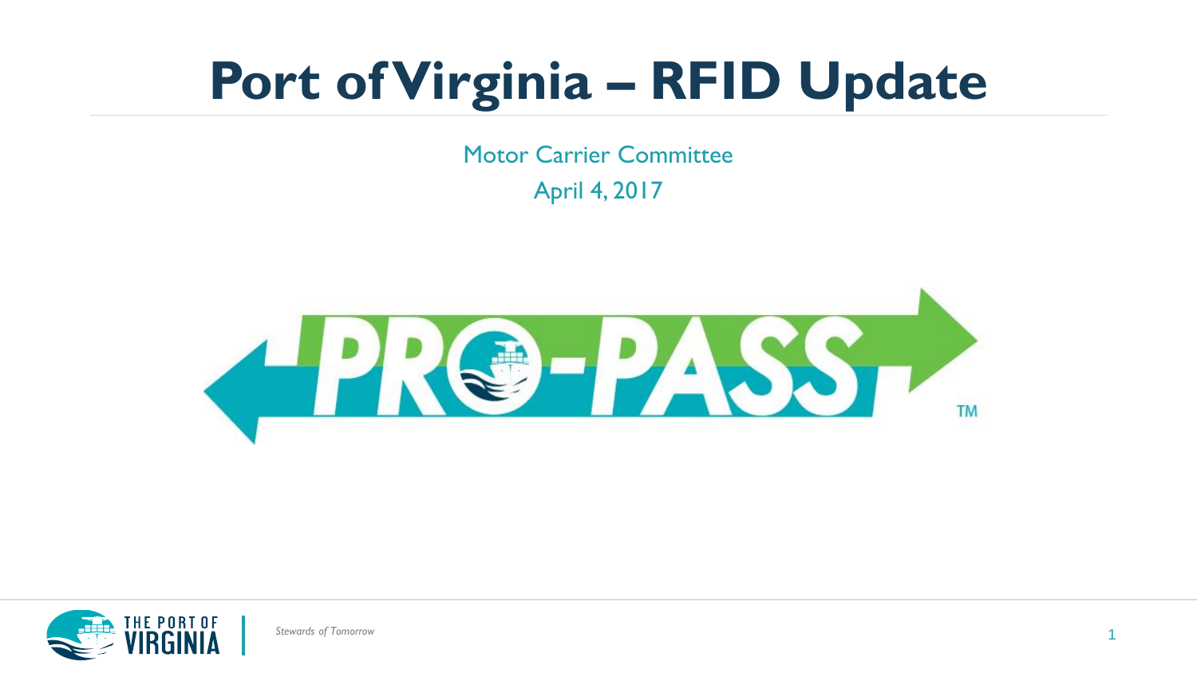# Port of Virginia – RFID Update

Motor Carrier Committee

April 4, 2017

PRO-PASS™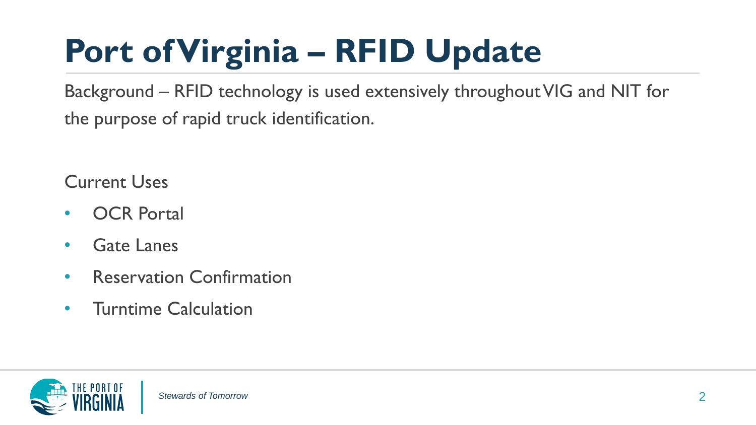# Port of Virginia – RFID Update

Background – RFID technology is used extensively throughout VIG and NIT for the purpose of rapid truck identification.

Current Uses

- OCR Portal
- Gate Lanes
- Reservation Confirmation
- Turntime Calculation

*Stewards of Tomorrow*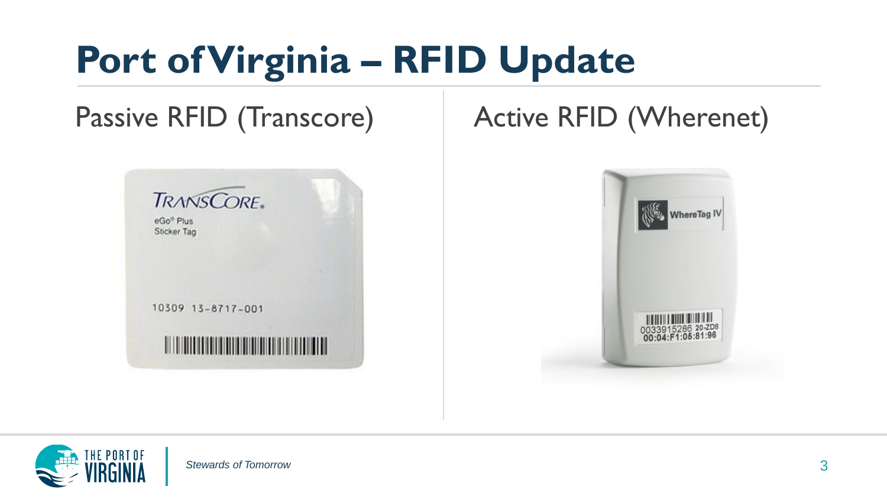# Port of Virginia – RFID Update

## Passive RFID (Transcore)

## Active RFID (Wherenet)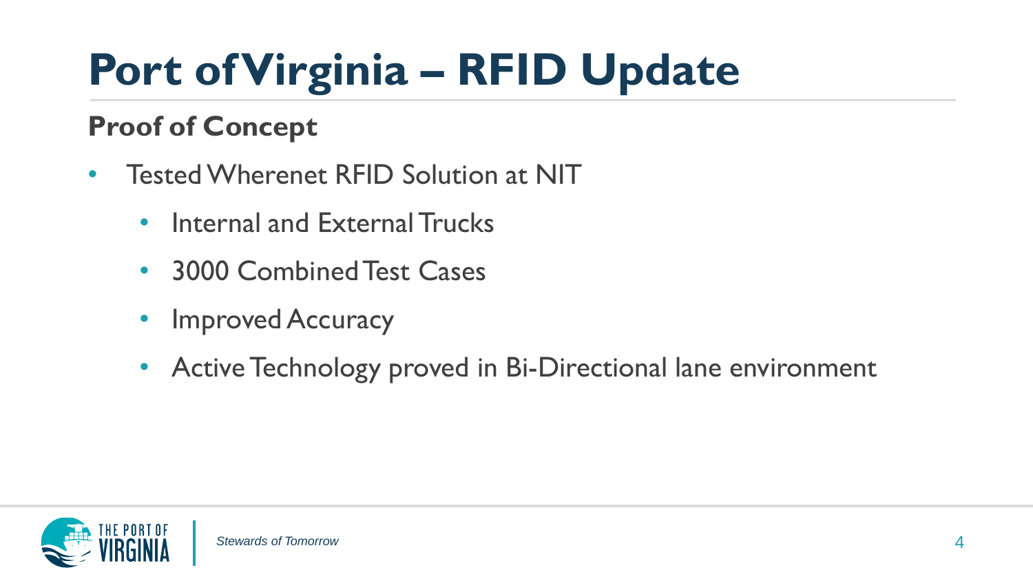# Port of Virginia – RFID Update

## Proof of Concept

- Tested Wherenet RFID Solution at NIT
  - Internal and External Trucks
  - 3000 Combined Test Cases
  - Improved Accuracy
  - Active Technology proved in Bi-Directional lane environment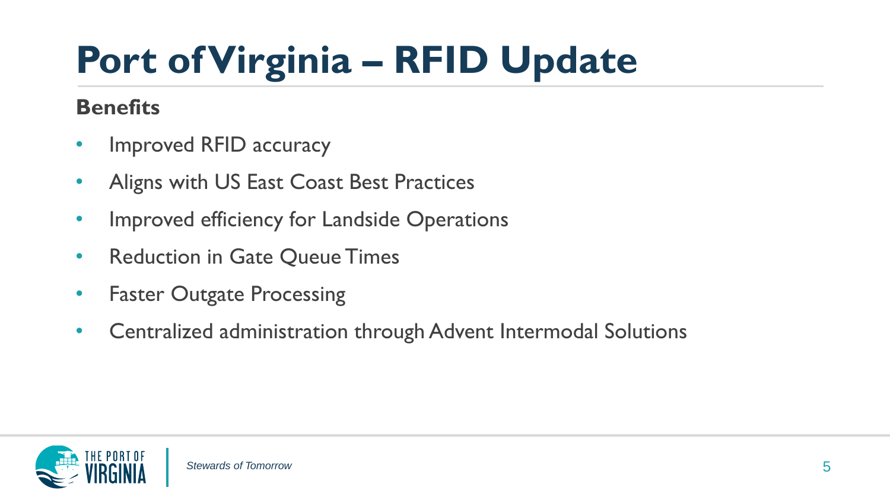# Port of Virginia – RFID Update

**Benefits**

- Improved RFID accuracy
- Aligns with US East Coast Best Practices
- Improved efficiency for Landside Operations
- Reduction in Gate Queue Times
- Faster Outgate Processing
- Centralized administration through Advent Intermodal Solutions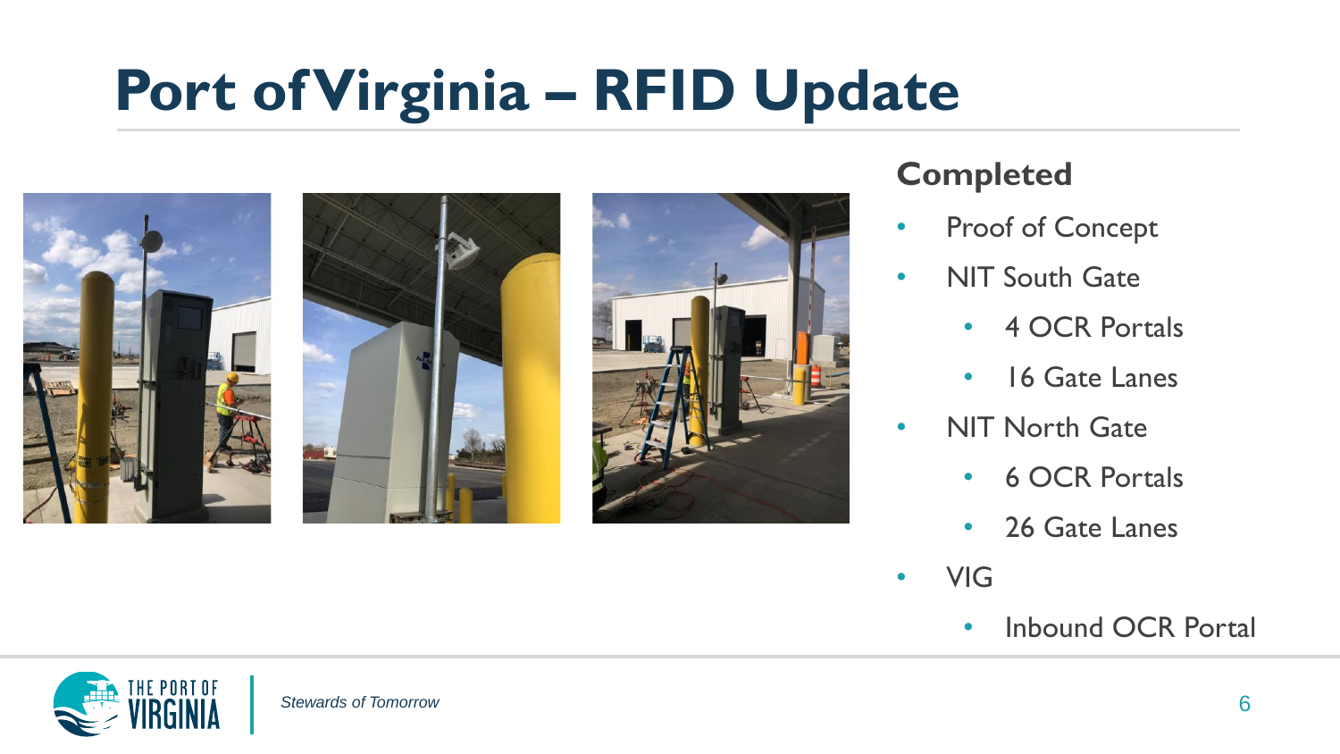# Port of Virginia – RFID Update

## Completed

- Proof of Concept
- NIT South Gate
  - 4 OCR Portals
  - 16 Gate Lanes
- NIT North Gate
  - 6 OCR Portals
  - 26 Gate Lanes
- VIG
  - Inbound OCR Portal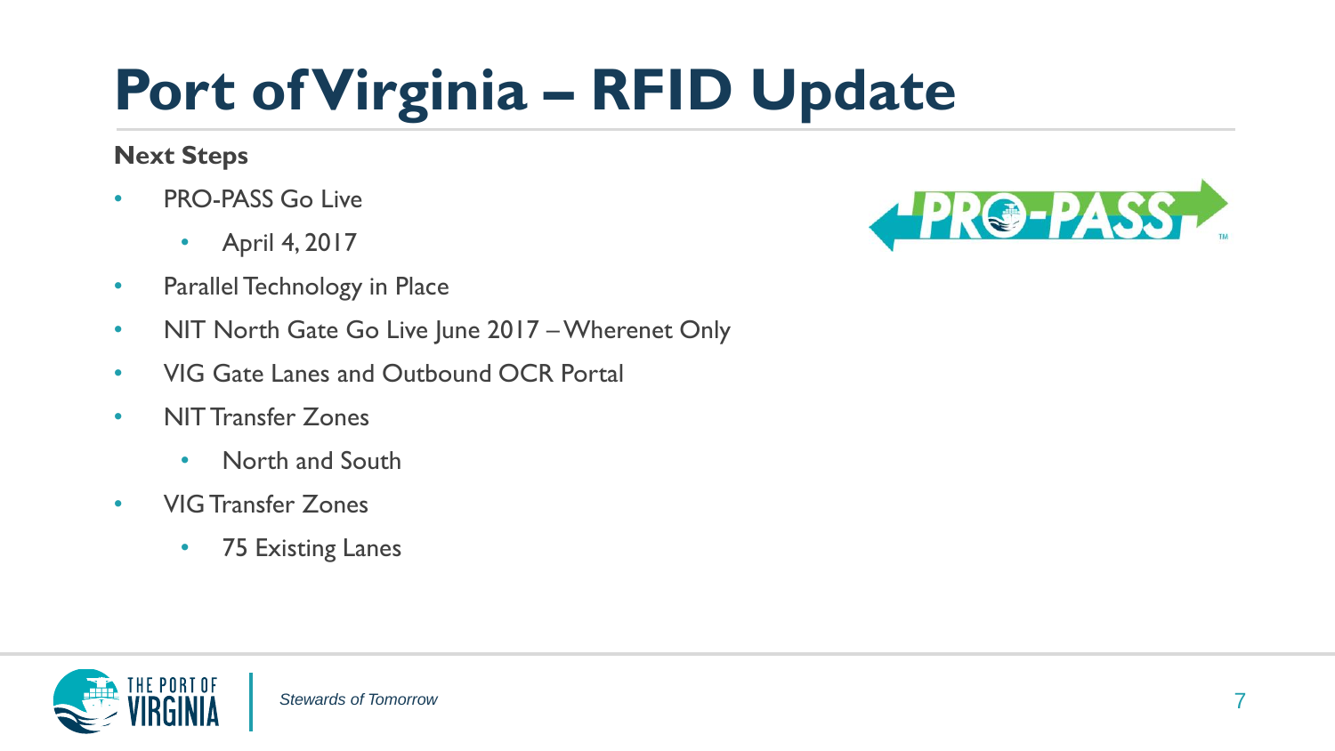# Port of Virginia – RFID Update

**Next Steps**

- PRO-PASS Go Live
  - April 4, 2017
- Parallel Technology in Place
- NIT North Gate Go Live June 2017 – Wherenet Only
- VIG Gate Lanes and Outbound OCR Portal
- NIT Transfer Zones
  - North and South
- VIG Transfer Zones
  - 75 Existing Lanes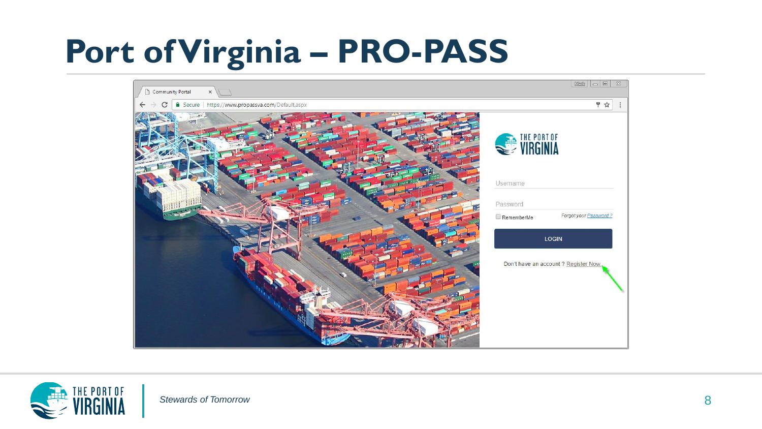# Port of Virginia – PRO-PASS

Community Portal

https://www.propassva.com/Default.aspx

Username

Password

RememberMe

Forgot your Password ?

LOGIN

Don't have an account ? Register Now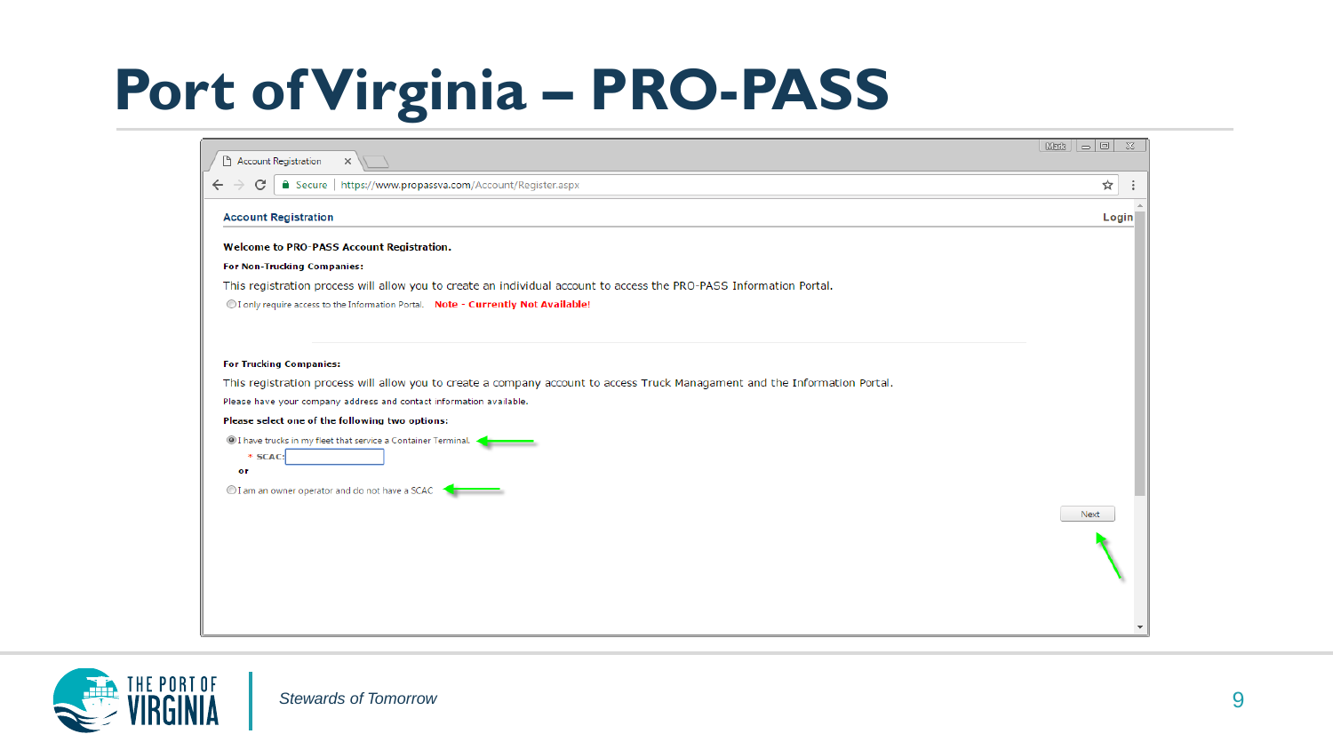# Port of Virginia – PRO-PASS

Account Registration

https://www.propassva.com/Account/Register.aspx

**Account Registration** **Login**

**Welcome to PRO-PASS Account Registration.**

**For Non-Trucking Companies:**

This registration process will allow you to create an individual account to access the PRO-PASS Information Portal.

◯ I only require access to the Information Portal. **Note - Currently Not Available!**

**For Trucking Companies:**

This registration process will allow you to create a company account to access Truck Managament and the Information Portal.

Please have your company address and contact information available.

**Please select one of the following two options:**

◉ I have trucks in my fleet that service a Container Terminal.

\* SCAC:

**or**

◯ I am an owner operator and do not have a SCAC

Next

*Stewards of Tomorrow*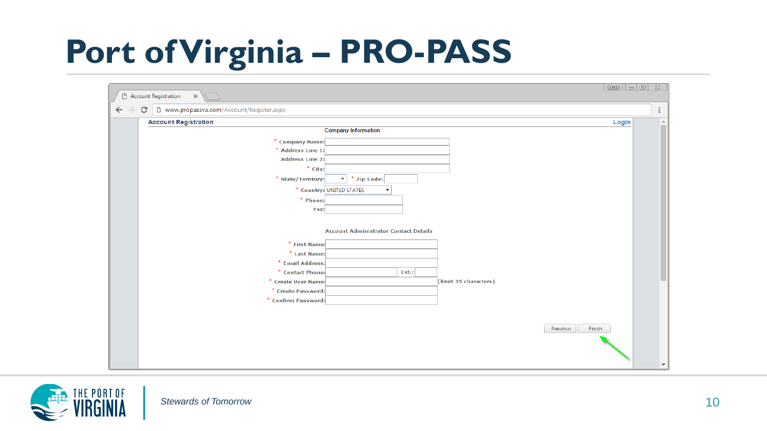# Port of Virginia – PRO-PASS

Account Registration

Login

www.propassva.com/Account/Register.aspx

**Company Information**

- * Company Name:
- * Address Line 1:
- Address Line 2:
- * City:
- * State/Territory:
- * Zip Code:
- * Country: UNITED STATES
- * Phone:
- Fax:

**Account Administrator Contact Details**

- * First Name:
- * Last Name:
- * Email Address:
- * Contact Phone: Ext.:
- * Create User Name: (limit 35 characters)
- * Create Password:
- * Confirm Password:

Previous | Finish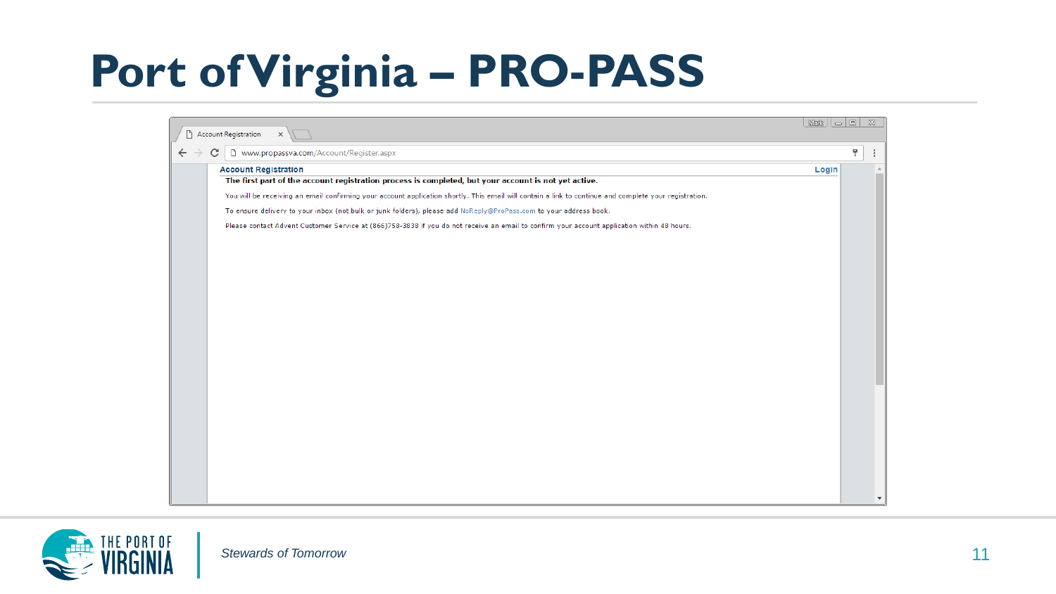# Port of Virginia – PRO-PASS

Account Registration

www.propassva.com/Account/Register.aspx

**Account Registration** **Login**

**The first part of the account registration process is completed, but your account is not yet active.**

You will be receiving an email confirming your account application shortly. This email will contain a link to continue and complete your registration.

To ensure delivery to your inbox (not bulk or junk folders), please add NoReply@ProPass.com to your address book.

Please contact Advent Customer Service at (866)758-3838 if you do not receive an email to confirm your account application within 48 hours.

*Stewards of Tomorrow*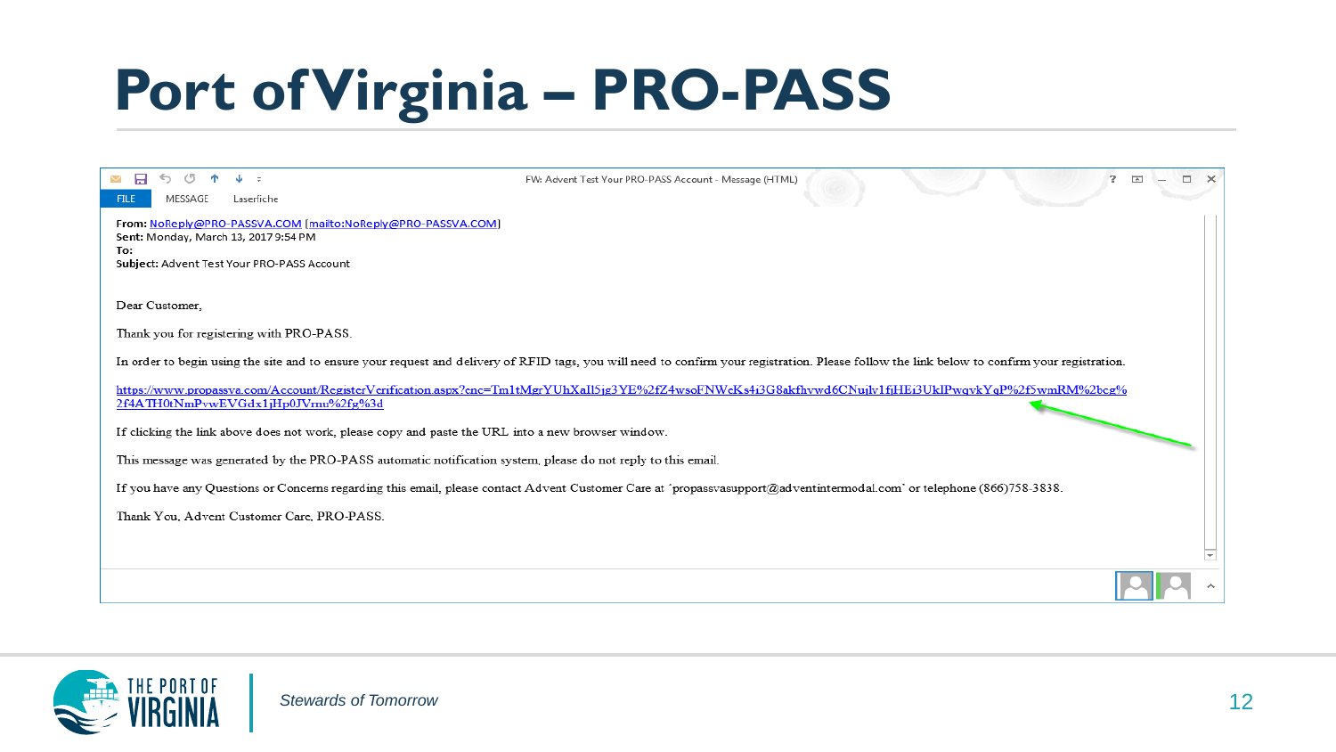# Port of Virginia – PRO-PASS

FW: Advent Test Your PRO-PASS Account - Message (HTML)

FILE MESSAGE Laserfiche

**From:** NoReply@PRO-PASSVA.COM [mailto:NoReply@PRO-PASSVA.COM]
**Sent:** Monday, March 13, 2017 9:54 PM
**To:**
**Subject:** Advent Test Your PRO-PASS Account

Dear Customer,

Thank you for registering with PRO-PASS.

In order to begin using the site and to ensure your request and delivery of RFID tags, you will need to confirm your registration. Please follow the link below to confirm your registration.

https://www.propassva.com/Account/RegisterVerification.aspx?enc=Tm1tMgrYUhXaIl5jg3YE%2fZ4wsoFNWcKs4i3G8akfhvwd6CNujlv1fjHEi3UkIPwqvkYqP%2f5wmRM%2bcg%2f4ATH0tNmPvwEVGdx1jHp0JVmu%2fg%3d

If clicking the link above does not work, please copy and paste the URL into a new browser window.

This message was generated by the PRO-PASS automatic notification system, please do not reply to this email.

If you have any Questions or Concerns regarding this email, please contact Advent Customer Care at 'propassvasupport@adventintermodal.com' or telephone (866)758-3838.

Thank You, Advent Customer Care, PRO-PASS.

*Stewards of Tomorrow*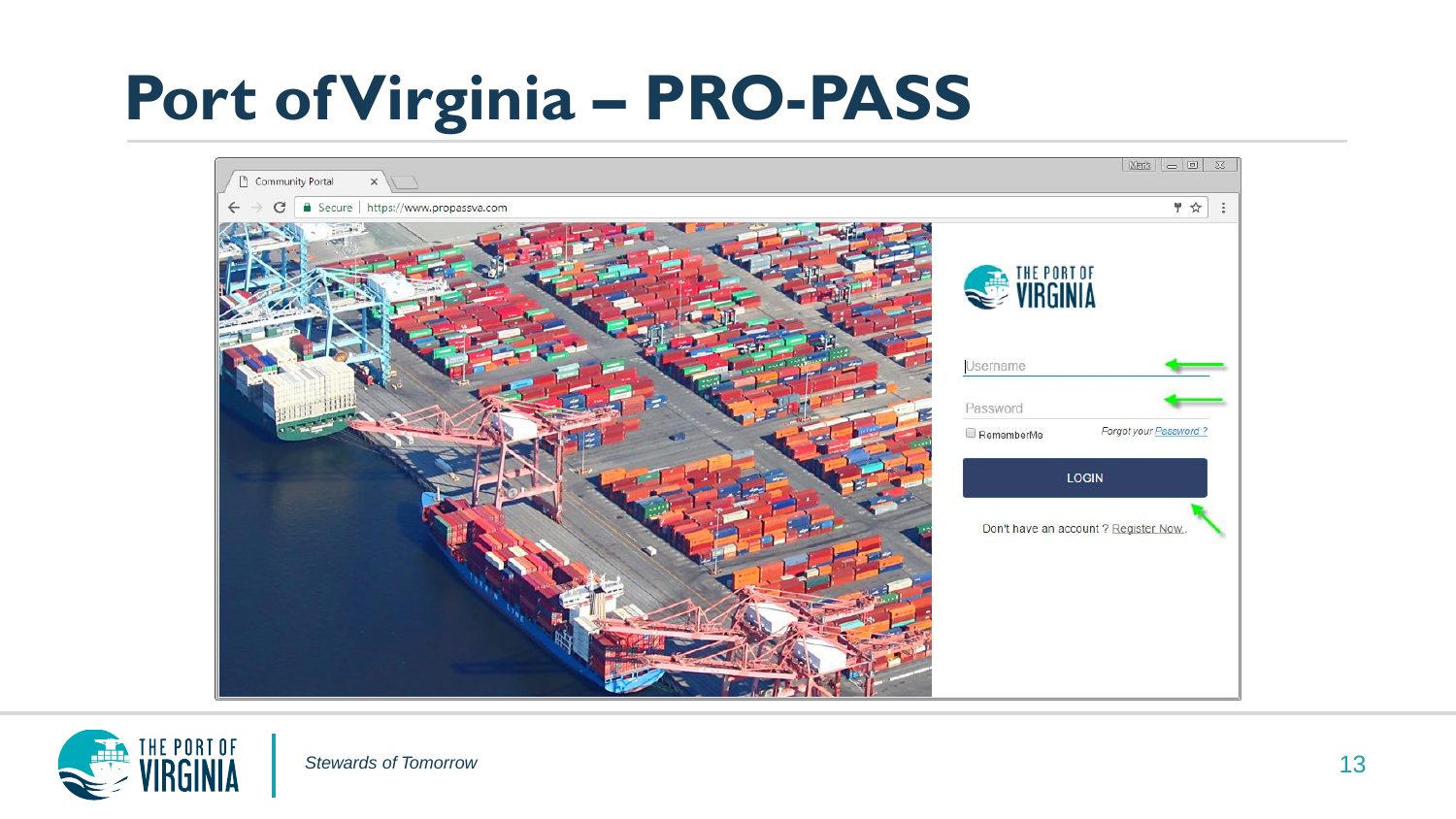# Port of Virginia – PRO-PASS

Community Portal

Secure | https://www.propassva.com

THE PORT OF VIRGINIA

Username

Password

RememberMe

Forgot your Password ?

LOGIN

Don't have an account ? Register Now.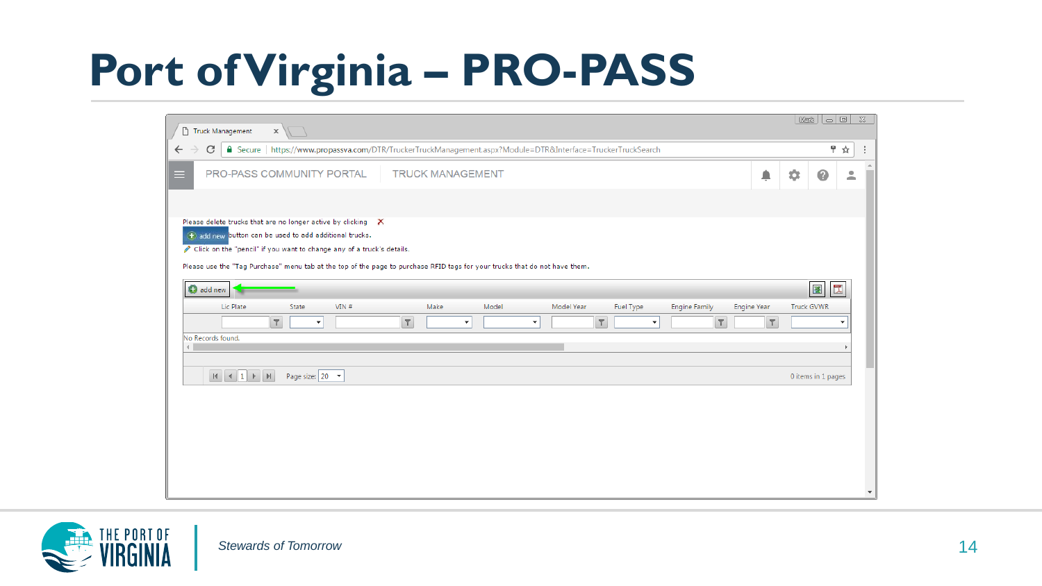# Port of Virginia – PRO-PASS

PRO-PASS COMMUNITY PORTAL TRUCK MANAGEMENT

Please delete trucks that are no longer active by clicking ✕

add new button can be used to add additional trucks.

Click on the "pencil" if you want to change any of a truck's details.

Please use the "Tag Purchase" menu tab at the top of the page to purchase RFID tags for your trucks that do not have them.

add new

| Lic Plate | State | VIN # | Make | Model | Model Year | Fuel Type | Engine Family | Engine Year | Truck GVWR |
|---|---|---|---|---|---|---|---|---|---|

No Records found.

Page size: 20

0 items in 1 pages

*Stewards of Tomorrow*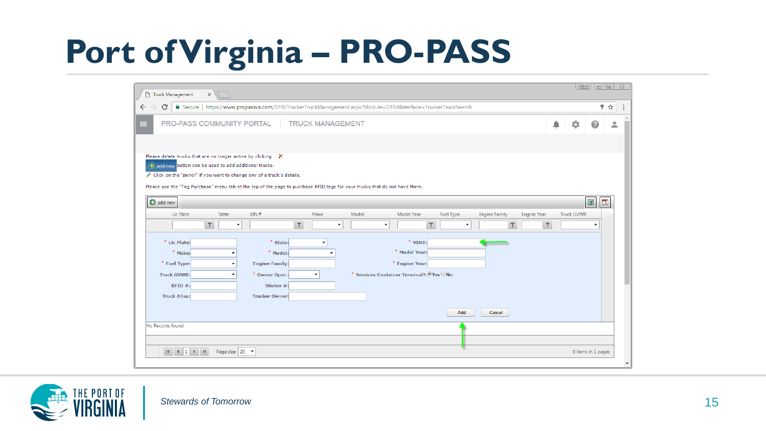# Port of Virginia – PRO-PASS

Truck Management

https://www.propassva.com/DTR/TruckerTruckManagement.aspx?Module=DTR&Interface=TruckerTruckSearch

PRO-PASS COMMUNITY PORTAL | TRUCK MANAGEMENT

Please delete trucks that are no longer active by clicking ✕

add new button can be used to add additional trucks.

Click on the "pencil" if you want to change any of a truck's details.

Please use the "Tag Purchase" menu tab at the top of the page to purchase RFID tags for your trucks that do not have them.

add new

| Lic Plate | State | VIN # | Make | Model | Model Year | Fuel Type | Engine Family | Engine Year | Truck GVWR |
|---|---|---|---|---|---|---|---|---|---|

* Lic Plate:
* State:
* VIN#:
* Make:
* Model:
* Model Year:
* Fuel Type:
* Engine Family:
* Engine Year:
* Truck GVWR:
* Owner Oper.:
* Services Container Terminal?: Yes No
* RFID #:
* Sticker #:
* Truck Alias:
* Trucker Owner:

Add | Cancel

No Records found.

Page size: 20

0 items in 1 pages

*Stewards of Tomorrow*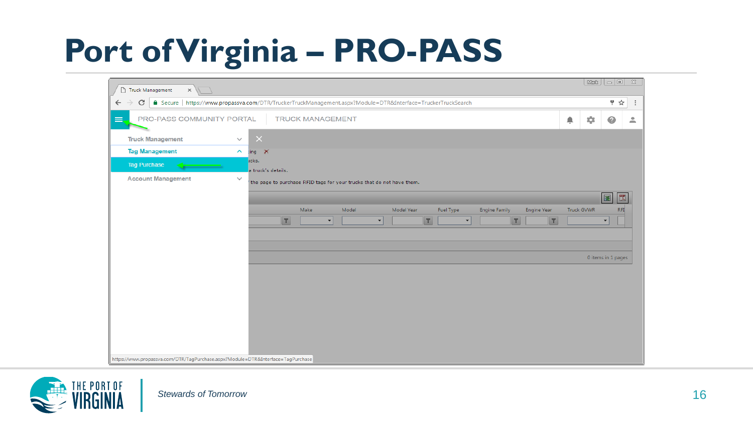# Port of Virginia – PRO-PASS

Truck Management

https://www.propassva.com/DTR/TruckerTruckManagement.aspx?Module=DTR&Interface=TruckerTruckSearch

PRO-PASS COMMUNITY PORTAL | TRUCK MANAGEMENT

- Truck Management
- Tag Management
  - Tag Purchase
- Account Management

the page to purchase RFID tags for your trucks that do not have them.

| | Make | Model | Model Year | Fuel Type | Engine Family | Engine Year | Truck GVWR | RFI |
|---|---|---|---|---|---|---|---|---|

0 items in 1 pages

https://www.propassva.com/DTR/TagPurchase.aspx?Module=DTR&Interface=TagPurchase

*Stewards of Tomorrow*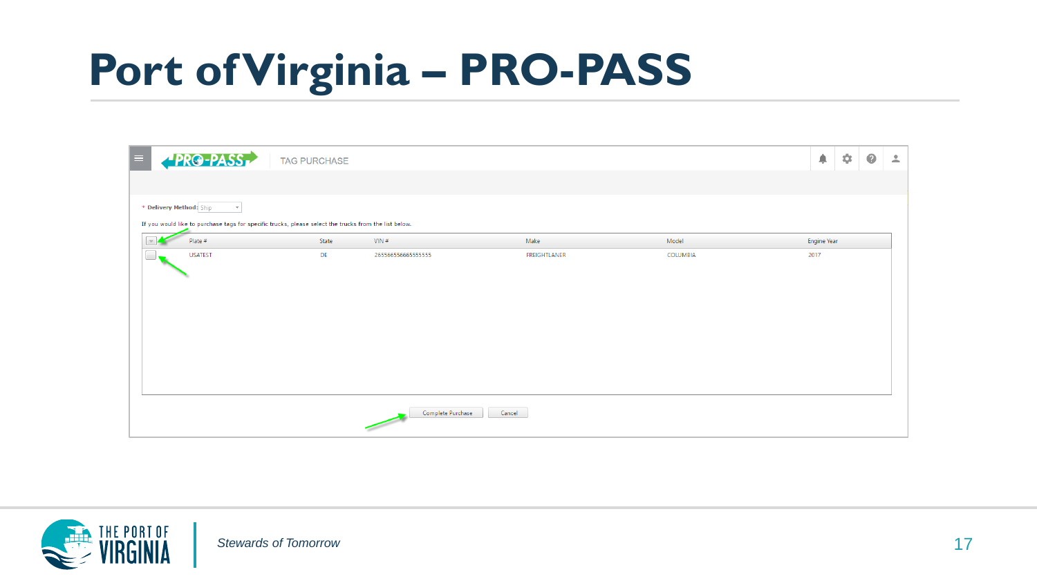# Port of Virginia – PRO-PASS

PRO-PASS TAG PURCHASE

\* **Delivery Method:** Ship

If you would like to purchase tags for specific trucks, please select the trucks from the list below.

| | Plate # | State | VIN # | Make | Model | Engine Year |
|---|---|---|---|---|---|---|
| | USATEST | DE | 2655665566655555555 | FREIGHTLANER | COLUMBIA | 2017 |

Complete Purchase | Cancel

*Stewards of Tomorrow*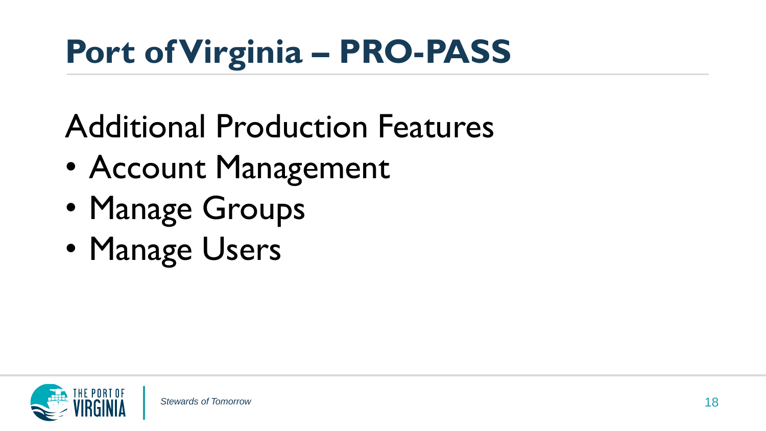# Port of Virginia – PRO-PASS

## Additional Production Features

- Account Management
- Manage Groups
- Manage Users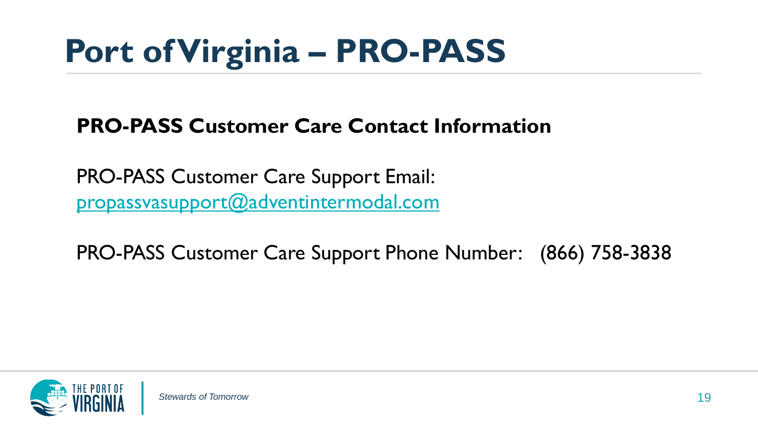# Port of Virginia – PRO-PASS

**PRO-PASS Customer Care Contact Information**

PRO-PASS Customer Care Support Email:
propassvasupport@adventintermodal.com

PRO-PASS Customer Care Support Phone Number: (866) 758-3838